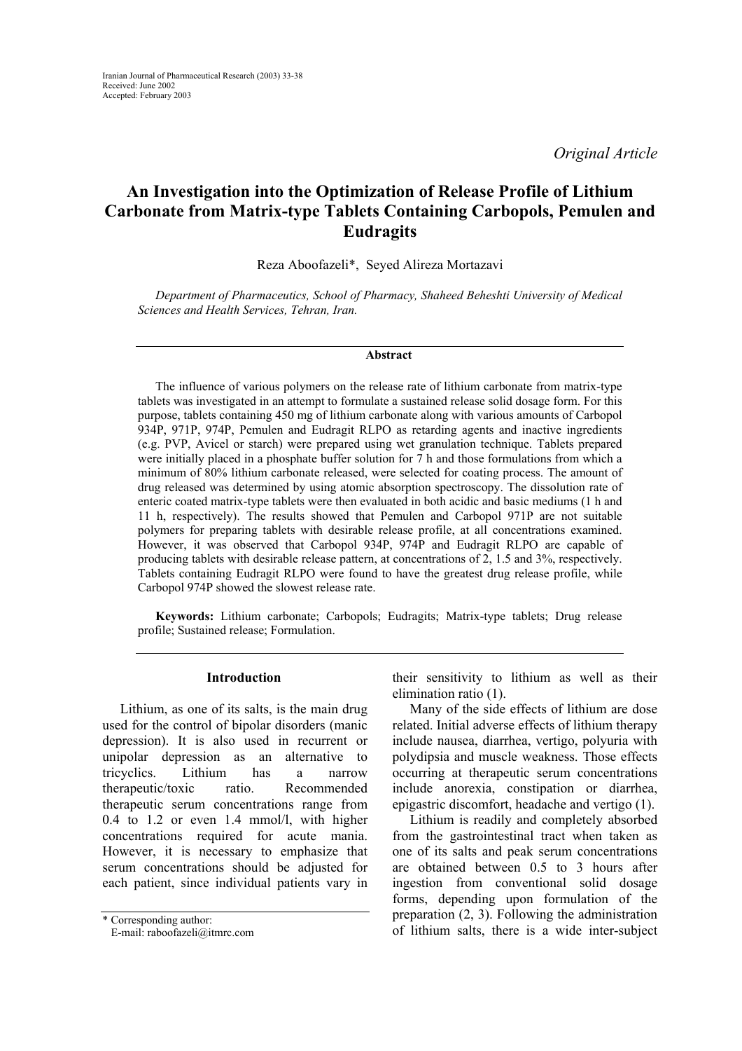Iranian Journal of Pharmaceutical Research (2003) 33-38
Received: June 2002
Accepted: February 2003

*Original Article*

# An Investigation into the Optimization of Release Profile of Lithium Carbonate from Matrix-type Tablets Containing Carbopols, Pemulen and Eudragits

Reza Aboofazeli*, Seyed Alireza Mortazavi

*Department of Pharmaceutics, School of Pharmacy, Shaheed Beheshti University of Medical Sciences and Health Services, Tehran, Iran.*

## Abstract

The influence of various polymers on the release rate of lithium carbonate from matrix-type tablets was investigated in an attempt to formulate a sustained release solid dosage form. For this purpose, tablets containing 450 mg of lithium carbonate along with various amounts of Carbopol 934P, 971P, 974P, Pemulen and Eudragit RLPO as retarding agents and inactive ingredients (e.g. PVP, Avicel or starch) were prepared using wet granulation technique. Tablets prepared were initially placed in a phosphate buffer solution for 7 h and those formulations from which a minimum of 80% lithium carbonate released, were selected for coating process. The amount of drug released was determined by using atomic absorption spectroscopy. The dissolution rate of enteric coated matrix-type tablets were then evaluated in both acidic and basic mediums (1 h and 11 h, respectively). The results showed that Pemulen and Carbopol 971P are not suitable polymers for preparing tablets with desirable release profile, at all concentrations examined. However, it was observed that Carbopol 934P, 974P and Eudragit RLPO are capable of producing tablets with desirable release pattern, at concentrations of 2, 1.5 and 3%, respectively. Tablets containing Eudragit RLPO were found to have the greatest drug release profile, while Carbopol 974P showed the slowest release rate.

**Keywords:** Lithium carbonate; Carbopols; Eudragits; Matrix-type tablets; Drug release profile; Sustained release; Formulation.

## Introduction

Lithium, as one of its salts, is the main drug used for the control of bipolar disorders (manic depression). It is also used in recurrent or unipolar depression as an alternative to tricyclics. Lithium has a narrow therapeutic/toxic ratio. Recommended therapeutic serum concentrations range from 0.4 to 1.2 or even 1.4 mmol/l, with higher concentrations required for acute mania. However, it is necessary to emphasize that serum concentrations should be adjusted for each patient, since individual patients vary in their sensitivity to lithium as well as their elimination ratio (1).

Many of the side effects of lithium are dose related. Initial adverse effects of lithium therapy include nausea, diarrhea, vertigo, polyuria with polydipsia and muscle weakness. Those effects occurring at therapeutic serum concentrations include anorexia, constipation or diarrhea, epigastric discomfort, headache and vertigo (1).

Lithium is readily and completely absorbed from the gastrointestinal tract when taken as one of its salts and peak serum concentrations are obtained between 0.5 to 3 hours after ingestion from conventional solid dosage forms, depending upon formulation of the preparation (2, 3). Following the administration of lithium salts, there is a wide inter-subject

\* Corresponding author:
E-mail: raboofazeli@itmrc.com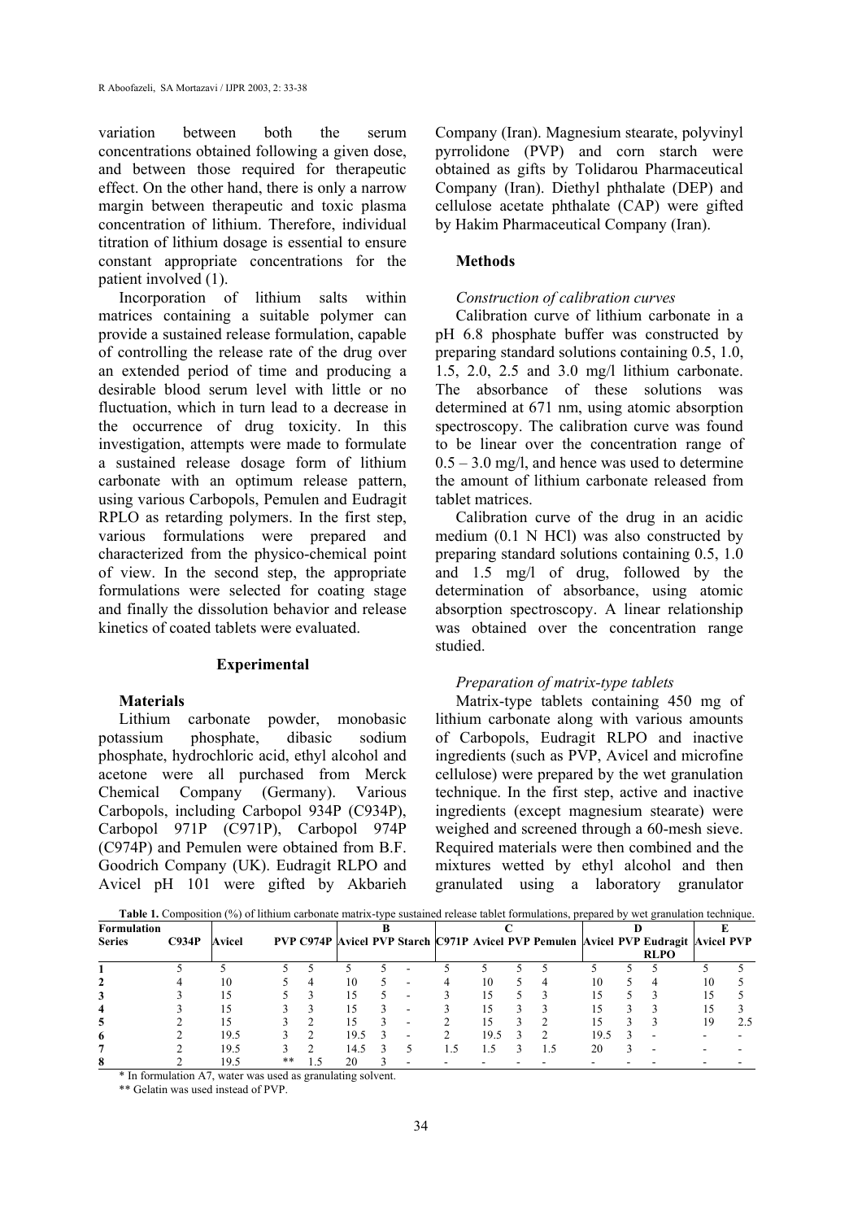variation between both the serum concentrations obtained following a given dose, and between those required for therapeutic effect. On the other hand, there is only a narrow margin between therapeutic and toxic plasma concentration of lithium. Therefore, individual titration of lithium dosage is essential to ensure constant appropriate concentrations for the patient involved (1).

Incorporation of lithium salts within matrices containing a suitable polymer can provide a sustained release formulation, capable of controlling the release rate of the drug over an extended period of time and producing a desirable blood serum level with little or no fluctuation, which in turn lead to a decrease in the occurrence of drug toxicity. In this investigation, attempts were made to formulate a sustained release dosage form of lithium carbonate with an optimum release pattern, using various Carbopols, Pemulen and Eudragit RPLO as retarding polymers. In the first step, various formulations were prepared and characterized from the physico-chemical point of view. In the second step, the appropriate formulations were selected for coating stage and finally the dissolution behavior and release kinetics of coated tablets were evaluated.

## Experimental

### Materials

Lithium carbonate powder, monobasic potassium phosphate, dibasic sodium phosphate, hydrochloric acid, ethyl alcohol and acetone were all purchased from Merck Chemical Company (Germany). Various Carbopols, including Carbopol 934P (C934P), Carbopol 971P (C971P), Carbopol 974P (C974P) and Pemulen were obtained from B.F. Goodrich Company (UK). Eudragit RLPO and Avicel pH 101 were gifted by Akbarieh Company (Iran). Magnesium stearate, polyvinyl pyrrolidone (PVP) and corn starch were obtained as gifts by Tolidarou Pharmaceutical Company (Iran). Diethyl phthalate (DEP) and cellulose acetate phthalate (CAP) were gifted by Hakim Pharmaceutical Company (Iran).

### Methods

*Construction of calibration curves*

Calibration curve of lithium carbonate in a pH 6.8 phosphate buffer was constructed by preparing standard solutions containing 0.5, 1.0, 1.5, 2.0, 2.5 and 3.0 mg/l lithium carbonate. The absorbance of these solutions was determined at 671 nm, using atomic absorption spectroscopy. The calibration curve was found to be linear over the concentration range of 0.5 – 3.0 mg/l, and hence was used to determine the amount of lithium carbonate released from tablet matrices.

Calibration curve of the drug in an acidic medium (0.1 N HCl) was also constructed by preparing standard solutions containing 0.5, 1.0 and 1.5 mg/l of drug, followed by the determination of absorbance, using atomic absorption spectroscopy. A linear relationship was obtained over the concentration range studied.

*Preparation of matrix-type tablets*

Matrix-type tablets containing 450 mg of lithium carbonate along with various amounts of Carbopols, Eudragit RLPO and inactive ingredients (such as PVP, Avicel and microfine cellulose) were prepared by the wet granulation technique. In the first step, active and inactive ingredients (except magnesium stearate) were weighed and screened through a 60-mesh sieve. Required materials were then combined and the mixtures wetted by ethyl alcohol and then granulated using a laboratory granulator

**Table 1.** Composition (%) of lithium carbonate matrix-type sustained release tablet formulations, prepared by wet granulation technique.

| Formulation | A | | | | B | | | C | | | | D | | | E | |
|---|---|---|---|---|---|---|---|---|---|---|---|---|---|---|---|---|
| Series | C934P | Avicel | PVP | C974P | Avicel | PVP | Starch | C971P | Avicel | PVP | Pemulen | Avicel | PVP | Eudragit RLPO | Avicel | PVP |
| 1 | 5 | 5 | 5 | 5 | 5 | 5 | - | 5 | 5 | 5 | 5 | 5 | 5 | 5 | 5 | 5 |
| 2 | 4 | 10 | 5 | 4 | 10 | 5 | - | 4 | 10 | 5 | 4 | 10 | 5 | 4 | 10 | 5 |
| 3 | 3 | 15 | 5 | 3 | 15 | 5 | - | 3 | 15 | 5 | 3 | 15 | 5 | 3 | 15 | 5 |
| 4 | 3 | 15 | 3 | 3 | 15 | 3 | - | 3 | 15 | 3 | 3 | 15 | 3 | 3 | 15 | 3 |
| 5 | 2 | 15 | 3 | 2 | 15 | 3 | - | 2 | 15 | 3 | 2 | 15 | 3 | 3 | 19 | 2.5 |
| 6 | 2 | 19.5 | 3 | 2 | 19.5 | 3 | - | 2 | 19.5 | 3 | 2 | 19.5 | 3 | - | - | - |
| 7 | 2 | 19.5 | 3 | 2 | 14.5 | 3 | 5 | 1.5 | 1.5 | 3 | 1.5 | 20 | 3 | - | - | - |
| 8 | 2 | 19.5 | ** | 1.5 | 20 | 3 | - | - | - | - | - | - | - | - | - | - |

\* In formulation A7, water was used as granulating solvent.

\*\* Gelatin was used instead of PVP.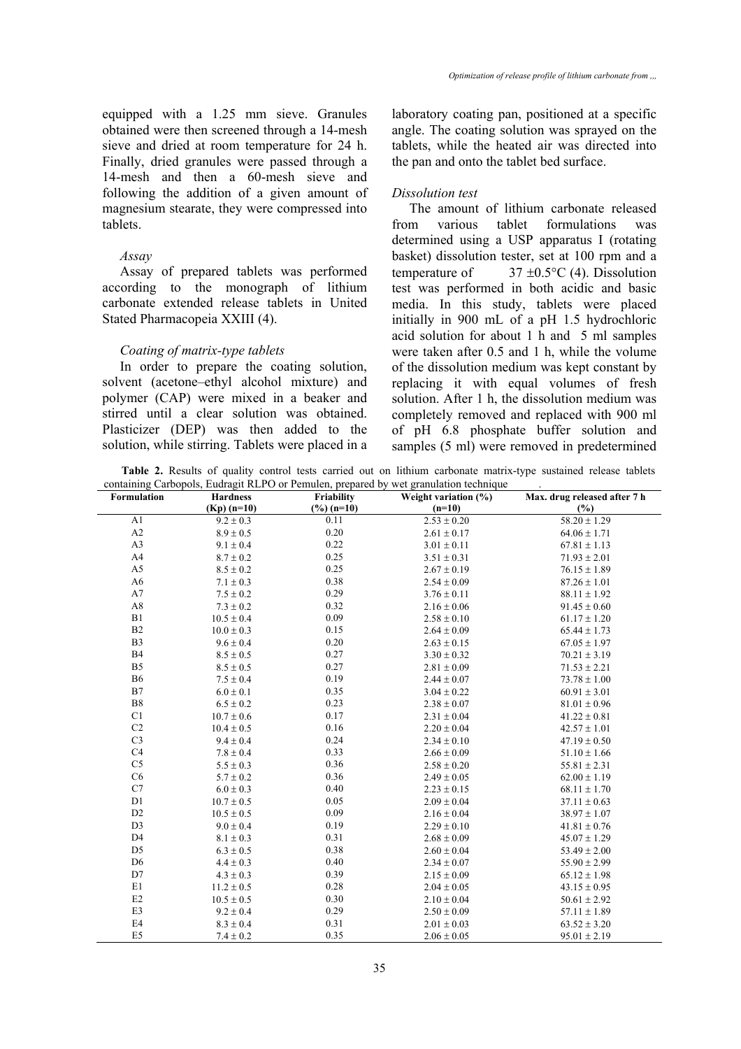equipped with a 1.25 mm sieve. Granules obtained were then screened through a 14-mesh sieve and dried at room temperature for 24 h. Finally, dried granules were passed through a 14-mesh and then a 60-mesh sieve and following the addition of a given amount of magnesium stearate, they were compressed into tablets.

### *Assay*

Assay of prepared tablets was performed according to the monograph of lithium carbonate extended release tablets in United Stated Pharmacopeia XXIII (4).

### *Coating of matrix-type tablets*

In order to prepare the coating solution, solvent (acetone–ethyl alcohol mixture) and polymer (CAP) were mixed in a beaker and stirred until a clear solution was obtained. Plasticizer (DEP) was then added to the solution, while stirring. Tablets were placed in a laboratory coating pan, positioned at a specific angle. The coating solution was sprayed on the tablets, while the heated air was directed into the pan and onto the tablet bed surface.

### *Dissolution test*

The amount of lithium carbonate released from various tablet formulations was determined using a USP apparatus I (rotating basket) dissolution tester, set at 100 rpm and a temperature of 37 ±0.5°C (4). Dissolution test was performed in both acidic and basic media. In this study, tablets were placed initially in 900 mL of a pH 1.5 hydrochloric acid solution for about 1 h and 5 ml samples were taken after 0.5 and 1 h, while the volume of the dissolution medium was kept constant by replacing it with equal volumes of fresh solution. After 1 h, the dissolution medium was completely removed and replaced with 900 ml of pH 6.8 phosphate buffer solution and samples (5 ml) were removed in predetermined

**Table 2.** Results of quality control tests carried out on lithium carbonate matrix-type sustained release tablets containing Carbopols, Eudragit RLPO or Pemulen, prepared by wet granulation technique.

| Formulation | Hardness (Kp) (n=10) | Friability (%) (n=10) | Weight variation (%) (n=10) | Max. drug released after 7 h (%) |
|---|---|---|---|---|
| A1 | 9.2 ± 0.3 | 0.11 | 2.53 ± 0.20 | 58.20 ± 1.29 |
| A2 | 8.9 ± 0.5 | 0.20 | 2.61 ± 0.17 | 64.06 ± 1.71 |
| A3 | 9.1 ± 0.4 | 0.22 | 3.01 ± 0.11 | 67.81 ± 1.13 |
| A4 | 8.7 ± 0.2 | 0.25 | 3.51 ± 0.31 | 71.93 ± 2.01 |
| A5 | 8.5 ± 0.2 | 0.25 | 2.67 ± 0.19 | 76.15 ± 1.89 |
| A6 | 7.1 ± 0.3 | 0.38 | 2.54 ± 0.09 | 87.26 ± 1.01 |
| A7 | 7.5 ± 0.2 | 0.29 | 3.76 ± 0.11 | 88.11 ± 1.92 |
| A8 | 7.3 ± 0.2 | 0.32 | 2.16 ± 0.06 | 91.45 ± 0.60 |
| B1 | 10.5 ± 0.4 | 0.09 | 2.58 ± 0.10 | 61.17 ± 1.20 |
| B2 | 10.0 ± 0.3 | 0.15 | 2.64 ± 0.09 | 65.44 ± 1.73 |
| B3 | 9.6 ± 0.4 | 0.20 | 2.63 ± 0.15 | 67.05 ± 1.97 |
| B4 | 8.5 ± 0.5 | 0.27 | 3.30 ± 0.32 | 70.21 ± 3.19 |
| B5 | 8.5 ± 0.5 | 0.27 | 2.81 ± 0.09 | 71.53 ± 2.21 |
| B6 | 7.5 ± 0.4 | 0.19 | 2.44 ± 0.07 | 73.78 ± 1.00 |
| B7 | 6.0 ± 0.1 | 0.35 | 3.04 ± 0.22 | 60.91 ± 3.01 |
| B8 | 6.5 ± 0.2 | 0.23 | 2.38 ± 0.07 | 81.01 ± 0.96 |
| C1 | 10.7 ± 0.6 | 0.17 | 2.31 ± 0.04 | 41.22 ± 0.81 |
| C2 | 10.4 ± 0.5 | 0.16 | 2.20 ± 0.04 | 42.57 ± 1.01 |
| C3 | 9.4 ± 0.4 | 0.24 | 2.34 ± 0.10 | 47.19 ± 0.50 |
| C4 | 7.8 ± 0.4 | 0.33 | 2.66 ± 0.09 | 51.10 ± 1.66 |
| C5 | 5.5 ± 0.3 | 0.36 | 2.58 ± 0.20 | 55.81 ± 2.31 |
| C6 | 5.7 ± 0.2 | 0.36 | 2.49 ± 0.05 | 62.00 ± 1.19 |
| C7 | 6.0 ± 0.3 | 0.40 | 2.23 ± 0.15 | 68.11 ± 1.70 |
| D1 | 10.7 ± 0.5 | 0.05 | 2.09 ± 0.04 | 37.11 ± 0.63 |
| D2 | 10.5 ± 0.5 | 0.09 | 2.16 ± 0.04 | 38.97 ± 1.07 |
| D3 | 9.0 ± 0.4 | 0.19 | 2.29 ± 0.10 | 41.81 ± 0.76 |
| D4 | 8.1 ± 0.3 | 0.31 | 2.68 ± 0.09 | 45.07 ± 1.29 |
| D5 | 6.3 ± 0.5 | 0.38 | 2.60 ± 0.04 | 53.49 ± 2.00 |
| D6 | 4.4 ± 0.3 | 0.40 | 2.34 ± 0.07 | 55.90 ± 2.99 |
| D7 | 4.3 ± 0.3 | 0.39 | 2.15 ± 0.09 | 65.12 ± 1.98 |
| E1 | 11.2 ± 0.5 | 0.28 | 2.04 ± 0.05 | 43.15 ± 0.95 |
| E2 | 10.5 ± 0.5 | 0.30 | 2.10 ± 0.04 | 50.61 ± 2.92 |
| E3 | 9.2 ± 0.4 | 0.29 | 2.50 ± 0.09 | 57.11 ± 1.89 |
| E4 | 8.3 ± 0.4 | 0.31 | 2.01 ± 0.03 | 63.52 ± 3.20 |
| E5 | 7.4 ± 0.2 | 0.35 | 2.06 ± 0.05 | 95.01 ± 2.19 |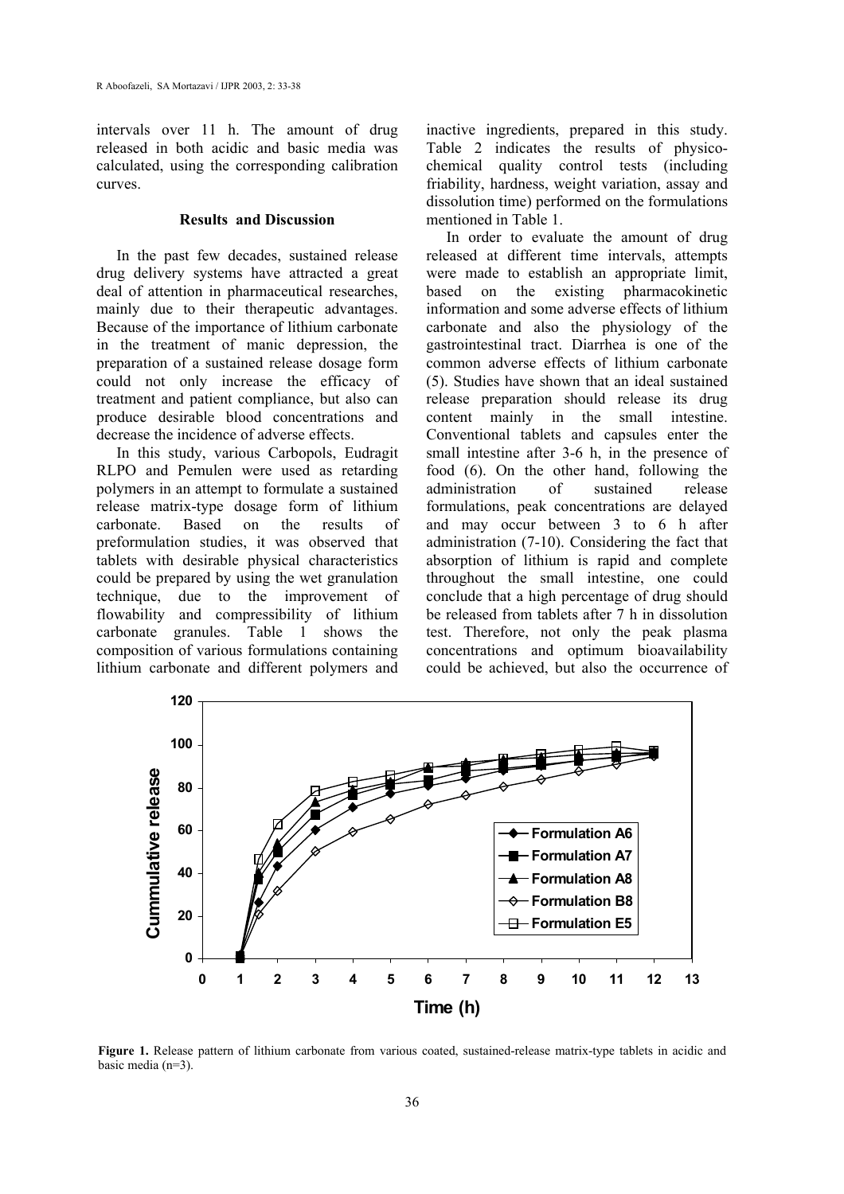intervals over 11 h. The amount of drug released in both acidic and basic media was calculated, using the corresponding calibration curves.

## Results and Discussion

In the past few decades, sustained release drug delivery systems have attracted a great deal of attention in pharmaceutical researches, mainly due to their therapeutic advantages. Because of the importance of lithium carbonate in the treatment of manic depression, the preparation of a sustained release dosage form could not only increase the efficacy of treatment and patient compliance, but also can produce desirable blood concentrations and decrease the incidence of adverse effects.

In this study, various Carbopols, Eudragit RLPO and Pemulen were used as retarding polymers in an attempt to formulate a sustained release matrix-type dosage form of lithium carbonate. Based on the results of preformulation studies, it was observed that tablets with desirable physical characteristics could be prepared by using the wet granulation technique, due to the improvement of flowability and compressibility of lithium carbonate granules. Table 1 shows the composition of various formulations containing lithium carbonate and different polymers and inactive ingredients, prepared in this study. Table 2 indicates the results of physico-chemical quality control tests (including friability, hardness, weight variation, assay and dissolution time) performed on the formulations mentioned in Table 1.

In order to evaluate the amount of drug released at different time intervals, attempts were made to establish an appropriate limit, based on the existing pharmacokinetic information and some adverse effects of lithium carbonate and also the physiology of the gastrointestinal tract. Diarrhea is one of the common adverse effects of lithium carbonate (5). Studies have shown that an ideal sustained release preparation should release its drug content mainly in the small intestine. Conventional tablets and capsules enter the small intestine after 3-6 h, in the presence of food (6). On the other hand, following the administration of sustained release formulations, peak concentrations are delayed and may occur between 3 to 6 h after administration (7-10). Considering the fact that absorption of lithium is rapid and complete throughout the small intestine, one could conclude that a high percentage of drug should be released from tablets after 7 h in dissolution test. Therefore, not only the peak plasma concentrations and optimum bioavailability could be achieved, but also the occurrence of

**Figure 1.** Release pattern of lithium carbonate from various coated, sustained-release matrix-type tablets in acidic and basic media (n=3).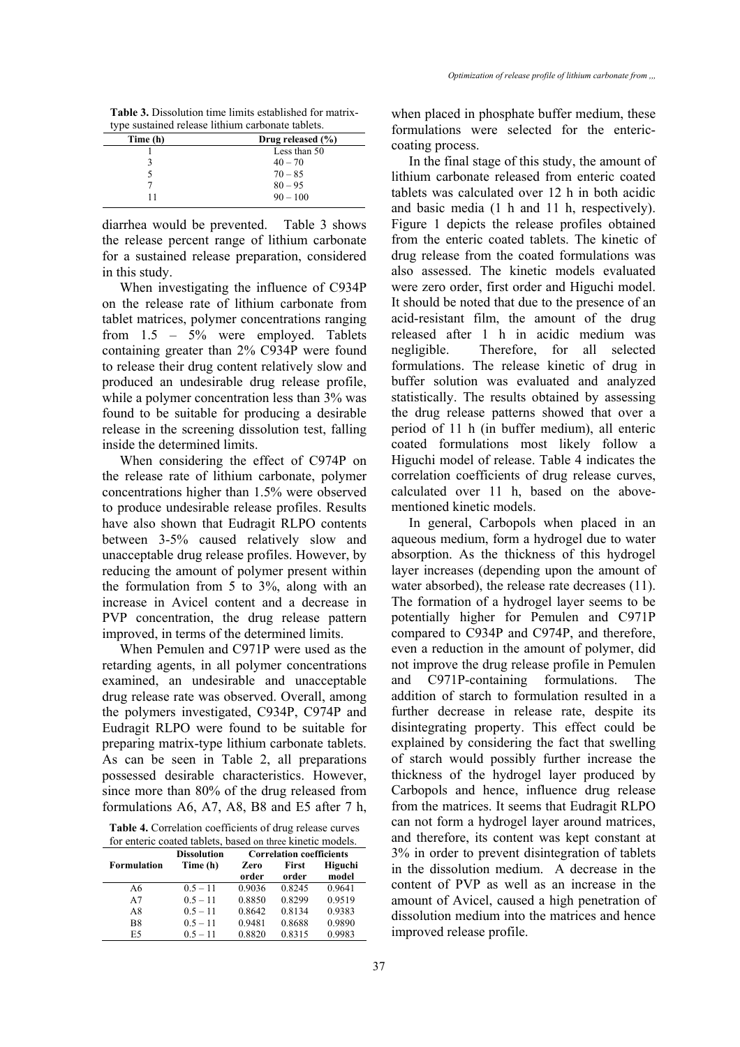**Table 3.** Dissolution time limits established for matrix-type sustained release lithium carbonate tablets.

| Time (h) | Drug released (%) |
|---|---|
| 1 | Less than 50 |
| 3 | 40 – 70 |
| 5 | 70 – 85 |
| 7 | 80 – 95 |
| 11 | 90 – 100 |

diarrhea would be prevented. Table 3 shows the release percent range of lithium carbonate for a sustained release preparation, considered in this study.

When investigating the influence of C934P on the release rate of lithium carbonate from tablet matrices, polymer concentrations ranging from 1.5 – 5% were employed. Tablets containing greater than 2% C934P were found to release their drug content relatively slow and produced an undesirable drug release profile, while a polymer concentration less than 3% was found to be suitable for producing a desirable release in the screening dissolution test, falling inside the determined limits.

When considering the effect of C974P on the release rate of lithium carbonate, polymer concentrations higher than 1.5% were observed to produce undesirable release profiles. Results have also shown that Eudragit RLPO contents between 3-5% caused relatively slow and unacceptable drug release profiles. However, by reducing the amount of polymer present within the formulation from 5 to 3%, along with an increase in Avicel content and a decrease in PVP concentration, the drug release pattern improved, in terms of the determined limits.

When Pemulen and C971P were used as the retarding agents, in all polymer concentrations examined, an undesirable and unacceptable drug release rate was observed. Overall, among the polymers investigated, C934P, C974P and Eudragit RLPO were found to be suitable for preparing matrix-type lithium carbonate tablets. As can be seen in Table 2, all preparations possessed desirable characteristics. However, since more than 80% of the drug released from formulations A6, A7, A8, B8 and E5 after 7 h, when placed in phosphate buffer medium, these formulations were selected for the enteric-coating process.

**Table 4.** Correlation coefficients of drug release curves for enteric coated tablets, based on three kinetic models.

| Formulation | Dissolution Time (h) | Correlation coefficients | | |
|---|---|---|---|---|
| | | Zero order | First order | Higuchi model |
| A6 | 0.5 – 11 | 0.9036 | 0.8245 | 0.9641 |
| A7 | 0.5 – 11 | 0.8850 | 0.8299 | 0.9519 |
| A8 | 0.5 – 11 | 0.8642 | 0.8134 | 0.9383 |
| B8 | 0.5 – 11 | 0.9481 | 0.8688 | 0.9890 |
| E5 | 0.5 – 11 | 0.8820 | 0.8315 | 0.9983 |

In the final stage of this study, the amount of lithium carbonate released from enteric coated tablets was calculated over 12 h in both acidic and basic media (1 h and 11 h, respectively). Figure 1 depicts the release profiles obtained from the enteric coated tablets. The kinetic of drug release from the coated formulations was also assessed. The kinetic models evaluated were zero order, first order and Higuchi model. It should be noted that due to the presence of an acid-resistant film, the amount of the drug released after 1 h in acidic medium was negligible. Therefore, for all selected formulations. The release kinetic of drug in buffer solution was evaluated and analyzed statistically. The results obtained by assessing the drug release patterns showed that over a period of 11 h (in buffer medium), all enteric coated formulations most likely follow a Higuchi model of release. Table 4 indicates the correlation coefficients of drug release curves, calculated over 11 h, based on the above-mentioned kinetic models.

In general, Carbopols when placed in an aqueous medium, form a hydrogel due to water absorption. As the thickness of this hydrogel layer increases (depending upon the amount of water absorbed), the release rate decreases (11). The formation of a hydrogel layer seems to be potentially higher for Pemulen and C971P compared to C934P and C974P, and therefore, even a reduction in the amount of polymer, did not improve the drug release profile in Pemulen and C971P-containing formulations. The addition of starch to formulation resulted in a further decrease in release rate, despite its disintegrating property. This effect could be explained by considering the fact that swelling of starch would possibly further increase the thickness of the hydrogel layer produced by Carbopols and hence, influence drug release from the matrices. It seems that Eudragit RLPO can not form a hydrogel layer around matrices, and therefore, its content was kept constant at 3% in order to prevent disintegration of tablets in the dissolution medium. A decrease in the content of PVP as well as an increase in the amount of Avicel, caused a high penetration of dissolution medium into the matrices and hence improved release profile.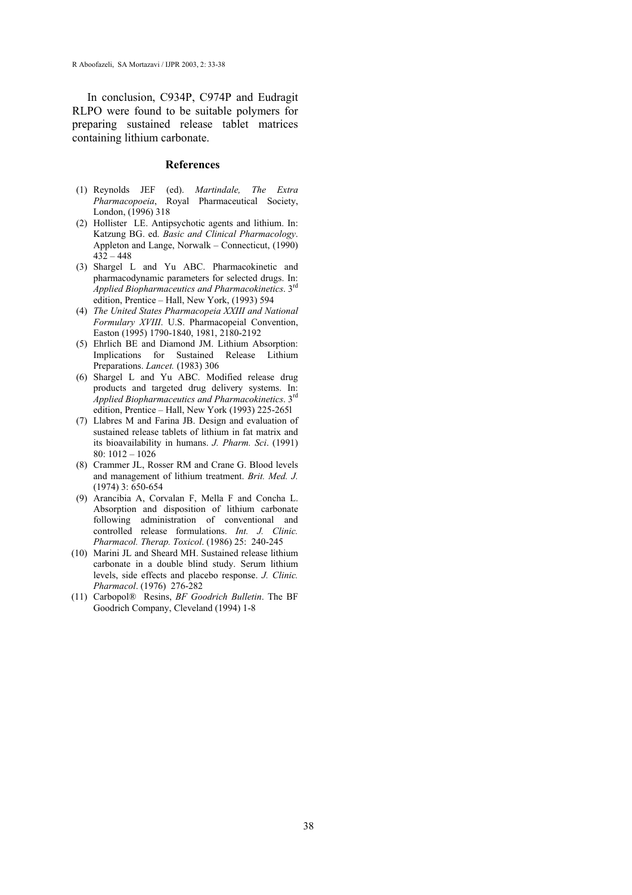In conclusion, C934P, C974P and Eudragit RLPO were found to be suitable polymers for preparing sustained release tablet matrices containing lithium carbonate.

## References

(1) Reynolds JEF (ed). *Martindale, The Extra Pharmacopoeia*, Royal Pharmaceutical Society, London, (1996) 318

(2) Hollister LE. Antipsychotic agents and lithium. In: Katzung BG. ed. *Basic and Clinical Pharmacology*. Appleton and Lange, Norwalk – Connecticut, (1990) 432 – 448

(3) Shargel L and Yu ABC. Pharmacokinetic and pharmacodynamic parameters for selected drugs. In: *Applied Biopharmaceutics and Pharmacokinetics*. 3rd edition, Prentice – Hall, New York, (1993) 594

(4) *The United States Pharmacopeia XXIII and National Formulary XVIII*. U.S. Pharmacopeial Convention, Easton (1995) 1790-1840, 1981, 2180-2192

(5) Ehrlich BE and Diamond JM. Lithium Absorption: Implications for Sustained Release Lithium Preparations. *Lancet.* (1983) 306

(6) Shargel L and Yu ABC. Modified release drug products and targeted drug delivery systems. In: *Applied Biopharmaceutics and Pharmacokinetics*. 3rd edition, Prentice – Hall, New York (1993) 225-265l

(7) Llabres M and Farina JB. Design and evaluation of sustained release tablets of lithium in fat matrix and its bioavailability in humans. *J. Pharm. Sci*. (1991) 80: 1012 – 1026

(8) Crammer JL, Rosser RM and Crane G. Blood levels and management of lithium treatment. *Brit. Med. J.* (1974) 3: 650-654

(9) Arancibia A, Corvalan F, Mella F and Concha L. Absorption and disposition of lithium carbonate following administration of conventional and controlled release formulations. *Int. J. Clinic. Pharmacol. Therap. Toxicol*. (1986) 25: 240-245

(10) Marini JL and Sheard MH. Sustained release lithium carbonate in a double blind study. Serum lithium levels, side effects and placebo response. *J. Clinic. Pharmacol*. (1976) 276-282

(11) Carbopol® Resins, *BF Goodrich Bulletin*. The BF Goodrich Company, Cleveland (1994) 1-8